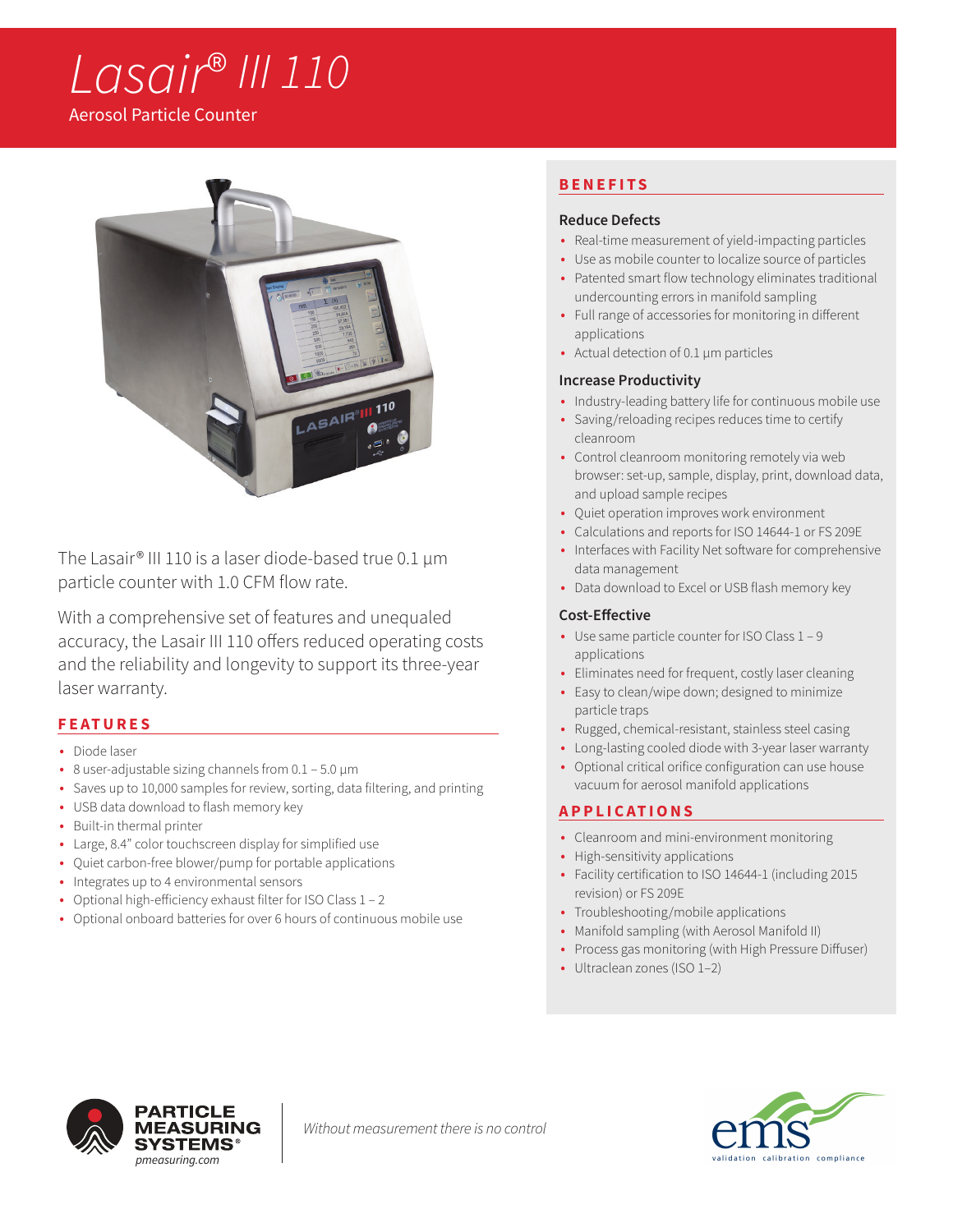# Lasair® III 110

Aerosol Particle Counter

The Lasair® III 110 is a laser diode-based true 0.1 µm particle counter with 1.0 CFM flow rate.

With a comprehensive set of features and unequaled accuracy, the Lasair III 110 offers reduced operating costs and the reliability and longevity to support its three-year laser warranty.

## FEATURES

- Diode laser
- 8 user-adjustable sizing channels from 0.1 – 5.0 µm
- Saves up to 10,000 samples for review, sorting, data filtering, and printing
- USB data download to flash memory key
- Built-in thermal printer
- Large, 8.4" color touchscreen display for simplified use
- Quiet carbon-free blower/pump for portable applications
- Integrates up to 4 environmental sensors
- Optional high-efficiency exhaust filter for ISO Class 1 – 2
- Optional onboard batteries for over 6 hours of continuous mobile use

## BENEFITS

### Reduce Defects

- Real-time measurement of yield-impacting particles
- Use as mobile counter to localize source of particles
- Patented smart flow technology eliminates traditional undercounting errors in manifold sampling
- Full range of accessories for monitoring in different applications
- Actual detection of 0.1 µm particles

### Increase Productivity

- Industry-leading battery life for continuous mobile use
- Saving/reloading recipes reduces time to certify cleanroom
- Control cleanroom monitoring remotely via web browser: set-up, sample, display, print, download data, and upload sample recipes
- Quiet operation improves work environment
- Calculations and reports for ISO 14644-1 or FS 209E
- Interfaces with Facility Net software for comprehensive data management
- Data download to Excel or USB flash memory key

### Cost-Effective

- Use same particle counter for ISO Class 1 – 9 applications
- Eliminates need for frequent, costly laser cleaning
- Easy to clean/wipe down; designed to minimize particle traps
- Rugged, chemical-resistant, stainless steel casing
- Long-lasting cooled diode with 3-year laser warranty
- Optional critical orifice configuration can use house vacuum for aerosol manifold applications

## APPLICATIONS

- Cleanroom and mini-environment monitoring
- High-sensitivity applications
- Facility certification to ISO 14644-1 (including 2015 revision) or FS 209E
- Troubleshooting/mobile applications
- Manifold sampling (with Aerosol Manifold II)
- Process gas monitoring (with High Pressure Diffuser)
- Ultraclean zones (ISO 1–2)

PARTICLE MEASURING SYSTEMS®
pmeasuring.com

*Without measurement there is no control*

ems
validation calibration compliance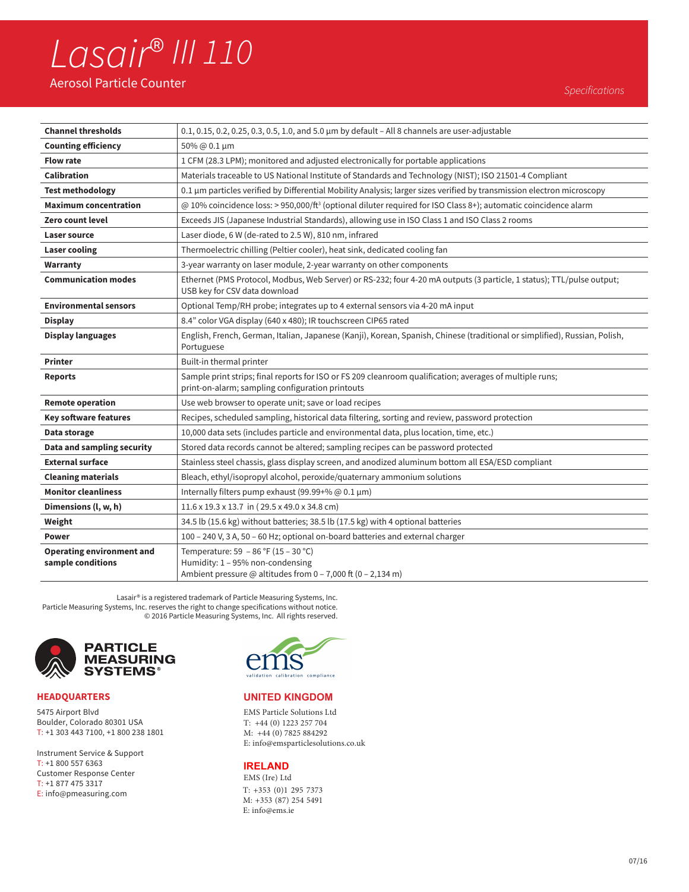# Lasair® III 110

Aerosol Particle Counter

*Specifications*

| | |
|---|---|
| **Channel thresholds** | 0.1, 0.15, 0.2, 0.25, 0.3, 0.5, 1.0, and 5.0 µm by default – All 8 channels are user-adjustable |
| **Counting efficiency** | 50% @ 0.1 µm |
| **Flow rate** | 1 CFM (28.3 LPM); monitored and adjusted electronically for portable applications |
| **Calibration** | Materials traceable to US National Institute of Standards and Technology (NIST); ISO 21501-4 Compliant |
| **Test methodology** | 0.1 µm particles verified by Differential Mobility Analysis; larger sizes verified by transmission electron microscopy |
| **Maximum concentration** | @ 10% coincidence loss: > 950,000/ft³ (optional diluter required for ISO Class 8+); automatic coincidence alarm |
| **Zero count level** | Exceeds JIS (Japanese Industrial Standards), allowing use in ISO Class 1 and ISO Class 2 rooms |
| **Laser source** | Laser diode, 6 W (de-rated to 2.5 W), 810 nm, infrared |
| **Laser cooling** | Thermoelectric chilling (Peltier cooler), heat sink, dedicated cooling fan |
| **Warranty** | 3-year warranty on laser module, 2-year warranty on other components |
| **Communication modes** | Ethernet (PMS Protocol, Modbus, Web Server) or RS-232; four 4-20 mA outputs (3 particle, 1 status); TTL/pulse output; USB key for CSV data download |
| **Environmental sensors** | Optional Temp/RH probe; integrates up to 4 external sensors via 4-20 mA input |
| **Display** | 8.4" color VGA display (640 x 480); IR touchscreen CIP65 rated |
| **Display languages** | English, French, German, Italian, Japanese (Kanji), Korean, Spanish, Chinese (traditional or simplified), Russian, Polish, Portuguese |
| **Printer** | Built-in thermal printer |
| **Reports** | Sample print strips; final reports for ISO or FS 209 cleanroom qualification; averages of multiple runs; print-on-alarm; sampling configuration printouts |
| **Remote operation** | Use web browser to operate unit; save or load recipes |
| **Key software features** | Recipes, scheduled sampling, historical data filtering, sorting and review, password protection |
| **Data storage** | 10,000 data sets (includes particle and environmental data, plus location, time, etc.) |
| **Data and sampling security** | Stored data records cannot be altered; sampling recipes can be password protected |
| **External surface** | Stainless steel chassis, glass display screen, and anodized aluminum bottom all ESA/ESD compliant |
| **Cleaning materials** | Bleach, ethyl/isopropyl alcohol, peroxide/quaternary ammonium solutions |
| **Monitor cleanliness** | Internally filters pump exhaust (99.99+% @ 0.1 µm) |
| **Dimensions (l, w, h)** | 11.6 x 19.3 x 13.7 in (29.5 x 49.0 x 34.8 cm) |
| **Weight** | 34.5 lb (15.6 kg) without batteries; 38.5 lb (17.5 kg) with 4 optional batteries |
| **Power** | 100 – 240 V, 3 A, 50 – 60 Hz; optional on-board batteries and external charger |
| **Operating environment and sample conditions** | Temperature: 59 – 86 °F (15 – 30 °C)<br>Humidity: 1 – 95% non-condensing<br>Ambient pressure @ altitudes from 0 – 7,000 ft (0 – 2,134 m) |

Lasair® is a registered trademark of Particle Measuring Systems, Inc.
Particle Measuring Systems, Inc. reserves the right to change specifications without notice.
© 2016 Particle Measuring Systems, Inc. All rights reserved.

PARTICLE MEASURING SYSTEMS®

**HEADQUARTERS**

5475 Airport Blvd
Boulder, Colorado 80301 USA
T: +1 303 443 7100, +1 800 238 1801

Instrument Service & Support
T: +1 800 557 6363
Customer Response Center
T: +1 877 475 3317
E: info@pmeasuring.com

ems — validation calibration compliance

**UNITED KINGDOM**

EMS Particle Solutions Ltd
T: +44 (0) 1223 257 704
M: +44 (0) 7825 884292
E: info@emsparticlesolutions.co.uk

**IRELAND**

EMS (Ire) Ltd
T: +353 (0)1 295 7373
M: +353 (87) 254 5491
E: info@ems.ie

07/16